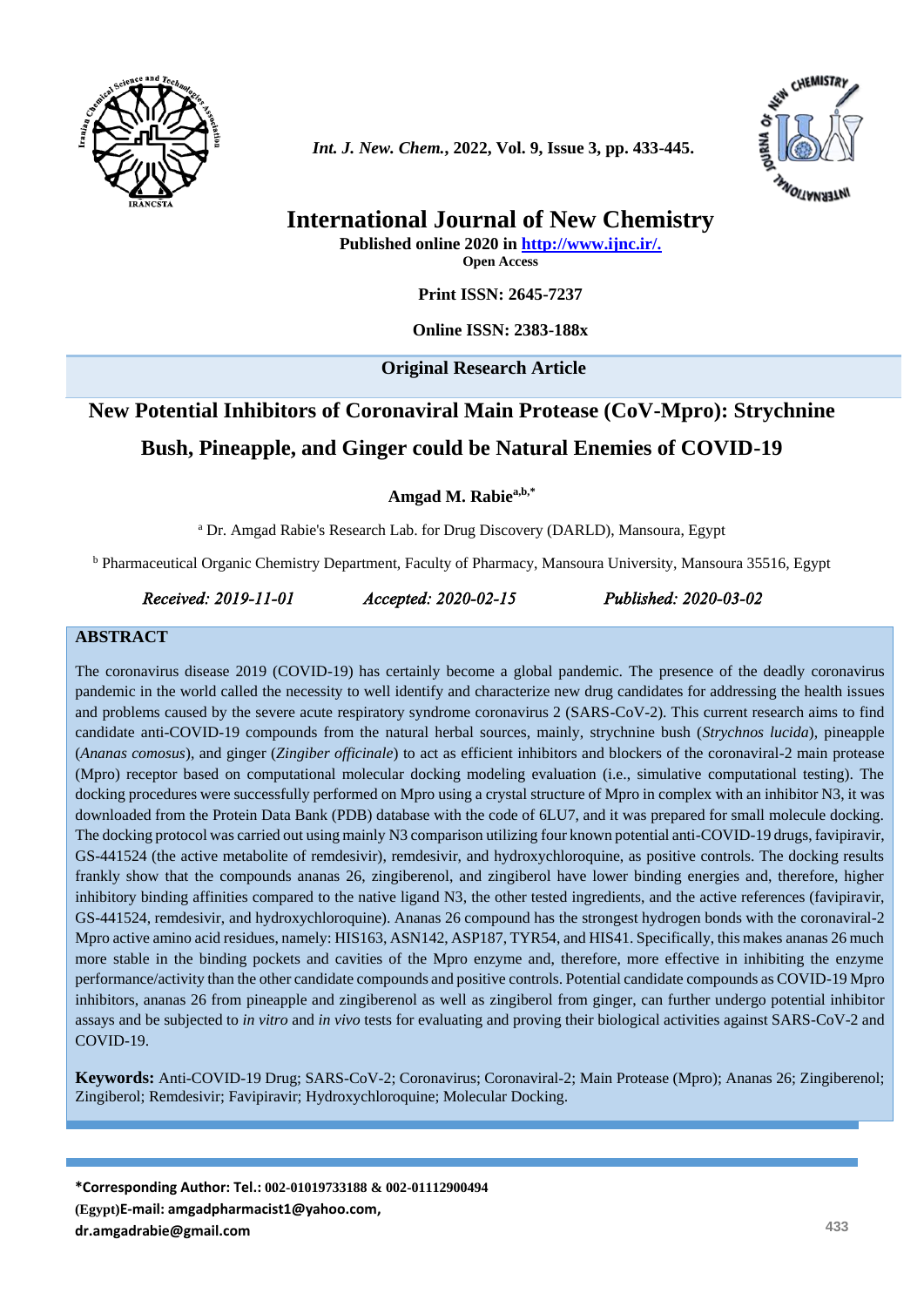# International Journal of New Chemistry

**Published online 2020 in http://www.ijnc.ir/.**
**Open Access**

**Print ISSN: 2645-7237**

**Online ISSN: 2383-188x**

**Original Research Article**

# New Potential Inhibitors of Coronaviral Main Protease (CoV-Mpro): Strychnine Bush, Pineapple, and Ginger could be Natural Enemies of COVID-19

**Amgad M. Rabie**[a,b,*]

[a] Dr. Amgad Rabie's Research Lab. for Drug Discovery (DARLD), Mansoura, Egypt

[b] Pharmaceutical Organic Chemistry Department, Faculty of Pharmacy, Mansoura University, Mansoura 35516, Egypt

*Received: 2019-11-01* *Accepted: 2020-02-15* *Published: 2020-03-02*

## ABSTRACT

The coronavirus disease 2019 (COVID-19) has certainly become a global pandemic. The presence of the deadly coronavirus pandemic in the world called the necessity to well identify and characterize new drug candidates for addressing the health issues and problems caused by the severe acute respiratory syndrome coronavirus 2 (SARS-CoV-2). This current research aims to find candidate anti-COVID-19 compounds from the natural herbal sources, mainly, strychnine bush (*Strychnos lucida*), pineapple (*Ananas comosus*), and ginger (*Zingiber officinale*) to act as efficient inhibitors and blockers of the coronaviral-2 main protease (Mpro) receptor based on computational molecular docking modeling evaluation (i.e., simulative computational testing). The docking procedures were successfully performed on Mpro using a crystal structure of Mpro in complex with an inhibitor N3, it was downloaded from the Protein Data Bank (PDB) database with the code of 6LU7, and it was prepared for small molecule docking. The docking protocol was carried out using mainly N3 comparison utilizing four known potential anti-COVID-19 drugs, favipiravir, GS-441524 (the active metabolite of remdesivir), remdesivir, and hydroxychloroquine, as positive controls. The docking results frankly show that the compounds ananas 26, zingiberenol, and zingiberol have lower binding energies and, therefore, higher inhibitory binding affinities compared to the native ligand N3, the other tested ingredients, and the active references (favipiravir, GS-441524, remdesivir, and hydroxychloroquine). Ananas 26 compound has the strongest hydrogen bonds with the coronaviral-2 Mpro active amino acid residues, namely: HIS163, ASN142, ASP187, TYR54, and HIS41. Specifically, this makes ananas 26 much more stable in the binding pockets and cavities of the Mpro enzyme and, therefore, more effective in inhibiting the enzyme performance/activity than the other candidate compounds and positive controls. Potential candidate compounds as COVID-19 Mpro inhibitors, ananas 26 from pineapple and zingiberenol as well as zingiberol from ginger, can further undergo potential inhibitor assays and be subjected to *in vitro* and *in vivo* tests for evaluating and proving their biological activities against SARS-CoV-2 and COVID-19.

**Keywords:** Anti-COVID-19 Drug; SARS-CoV-2; Coronavirus; Coronaviral-2; Main Protease (Mpro); Ananas 26; Zingiberenol; Zingiberol; Remdesivir; Favipiravir; Hydroxychloroquine; Molecular Docking.

**\*Corresponding Author: Tel.: 002-01019733188 & 002-01112900494**
**(Egypt)E-mail: amgadpharmacist1@yahoo.com,**
**dr.amgadrabie@gmail.com**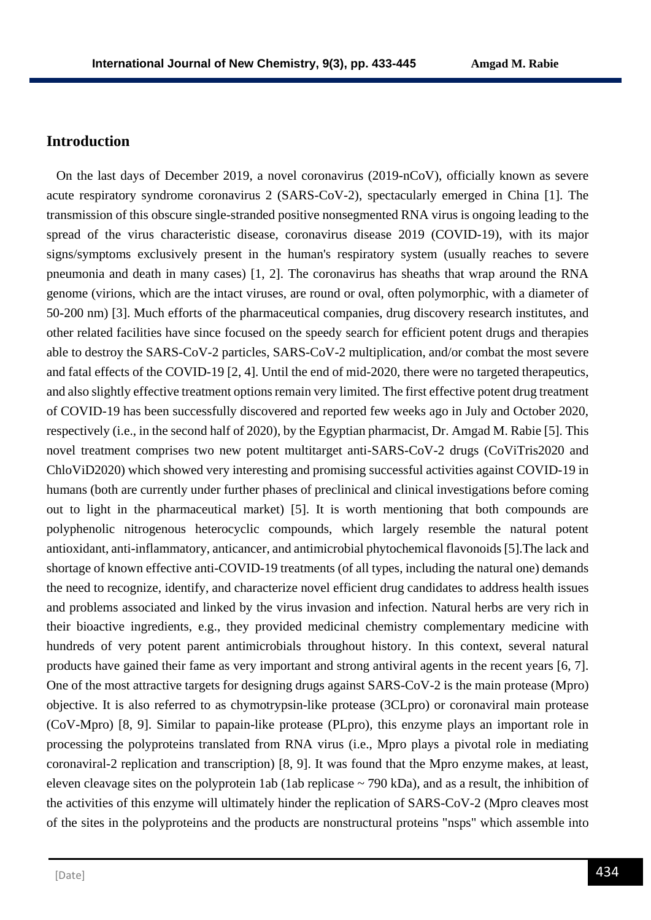## Introduction

On the last days of December 2019, a novel coronavirus (2019-nCoV), officially known as severe acute respiratory syndrome coronavirus 2 (SARS-CoV-2), spectacularly emerged in China [1]. The transmission of this obscure single-stranded positive nonsegmented RNA virus is ongoing leading to the spread of the virus characteristic disease, coronavirus disease 2019 (COVID-19), with its major signs/symptoms exclusively present in the human's respiratory system (usually reaches to severe pneumonia and death in many cases) [1, 2]. The coronavirus has sheaths that wrap around the RNA genome (virions, which are the intact viruses, are round or oval, often polymorphic, with a diameter of 50-200 nm) [3]. Much efforts of the pharmaceutical companies, drug discovery research institutes, and other related facilities have since focused on the speedy search for efficient potent drugs and therapies able to destroy the SARS-CoV-2 particles, SARS-CoV-2 multiplication, and/or combat the most severe and fatal effects of the COVID-19 [2, 4]. Until the end of mid-2020, there were no targeted therapeutics, and also slightly effective treatment options remain very limited. The first effective potent drug treatment of COVID-19 has been successfully discovered and reported few weeks ago in July and October 2020, respectively (i.e., in the second half of 2020), by the Egyptian pharmacist, Dr. Amgad M. Rabie [5]. This novel treatment comprises two new potent multitarget anti-SARS-CoV-2 drugs (CoViTris2020 and ChloViD2020) which showed very interesting and promising successful activities against COVID-19 in humans (both are currently under further phases of preclinical and clinical investigations before coming out to light in the pharmaceutical market) [5]. It is worth mentioning that both compounds are polyphenolic nitrogenous heterocyclic compounds, which largely resemble the natural potent antioxidant, anti-inflammatory, anticancer, and antimicrobial phytochemical flavonoids [5].The lack and shortage of known effective anti-COVID-19 treatments (of all types, including the natural one) demands the need to recognize, identify, and characterize novel efficient drug candidates to address health issues and problems associated and linked by the virus invasion and infection. Natural herbs are very rich in their bioactive ingredients, e.g., they provided medicinal chemistry complementary medicine with hundreds of very potent parent antimicrobials throughout history. In this context, several natural products have gained their fame as very important and strong antiviral agents in the recent years [6, 7]. One of the most attractive targets for designing drugs against SARS-CoV-2 is the main protease (Mpro) objective. It is also referred to as chymotrypsin-like protease (3CLpro) or coronaviral main protease (CoV-Mpro) [8, 9]. Similar to papain-like protease (PLpro), this enzyme plays an important role in processing the polyproteins translated from RNA virus (i.e., Mpro plays a pivotal role in mediating coronaviral-2 replication and transcription) [8, 9]. It was found that the Mpro enzyme makes, at least, eleven cleavage sites on the polyprotein 1ab (1ab replicase ~ 790 kDa), and as a result, the inhibition of the activities of this enzyme will ultimately hinder the replication of SARS-CoV-2 (Mpro cleaves most of the sites in the polyproteins and the products are nonstructural proteins "nsps" which assemble into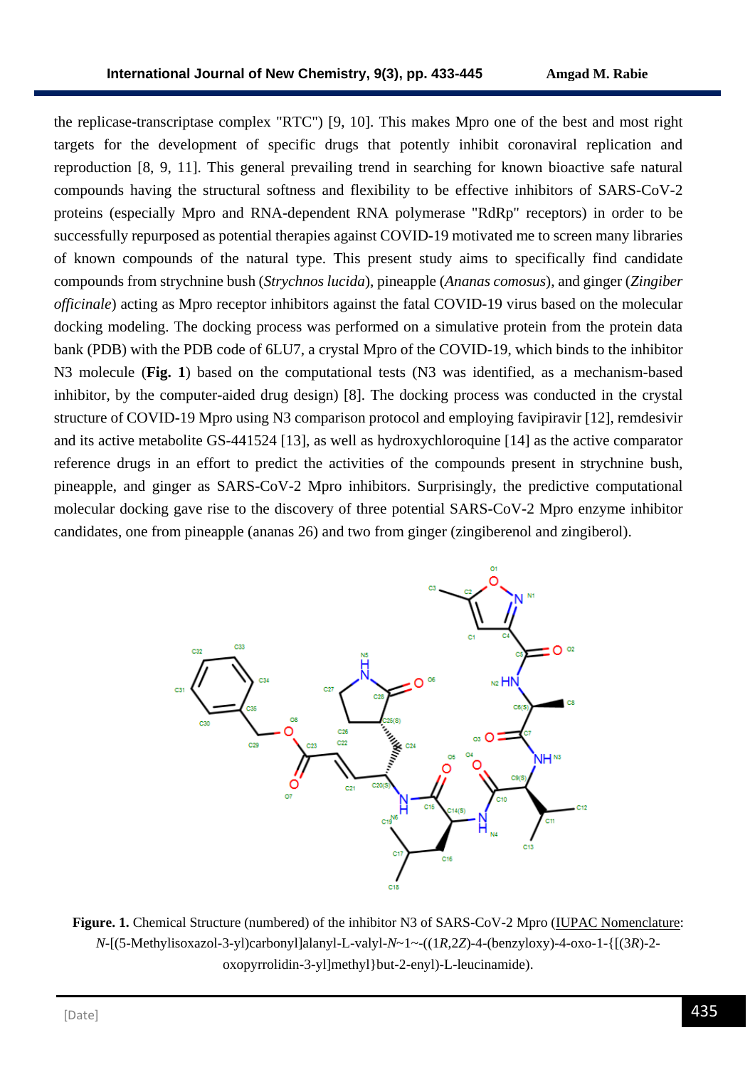the replicase-transcriptase complex "RTC") [9, 10]. This makes Mpro one of the best and most right targets for the development of specific drugs that potently inhibit coronaviral replication and reproduction [8, 9, 11]. This general prevailing trend in searching for known bioactive safe natural compounds having the structural softness and flexibility to be effective inhibitors of SARS-CoV-2 proteins (especially Mpro and RNA-dependent RNA polymerase "RdRp" receptors) in order to be successfully repurposed as potential therapies against COVID-19 motivated me to screen many libraries of known compounds of the natural type. This present study aims to specifically find candidate compounds from strychnine bush (*Strychnos lucida*), pineapple (*Ananas comosus*), and ginger (*Zingiber officinale*) acting as Mpro receptor inhibitors against the fatal COVID-19 virus based on the molecular docking modeling. The docking process was performed on a simulative protein from the protein data bank (PDB) with the PDB code of 6LU7, a crystal Mpro of the COVID-19, which binds to the inhibitor N3 molecule (**Fig. 1**) based on the computational tests (N3 was identified, as a mechanism-based inhibitor, by the computer-aided drug design) [8]. The docking process was conducted in the crystal structure of COVID-19 Mpro using N3 comparison protocol and employing favipiravir [12], remdesivir and its active metabolite GS-441524 [13], as well as hydroxychloroquine [14] as the active comparator reference drugs in an effort to predict the activities of the compounds present in strychnine bush, pineapple, and ginger as SARS-CoV-2 Mpro inhibitors. Surprisingly, the predictive computational molecular docking gave rise to the discovery of three potential SARS-CoV-2 Mpro enzyme inhibitor candidates, one from pineapple (ananas 26) and two from ginger (zingiberenol and zingiberol).

**Figure. 1.** Chemical Structure (numbered) of the inhibitor N3 of SARS-CoV-2 Mpro (IUPAC Nomenclature: *N*-[(5-Methylisoxazol-3-yl)carbonyl]alanyl-L-valyl-*N*~1~-((1*R*,2*Z*)-4-(benzyloxy)-4-oxo-1-{[(3*R*)-2-oxopyrrolidin-3-yl]methyl}but-2-enyl)-L-leucinamide).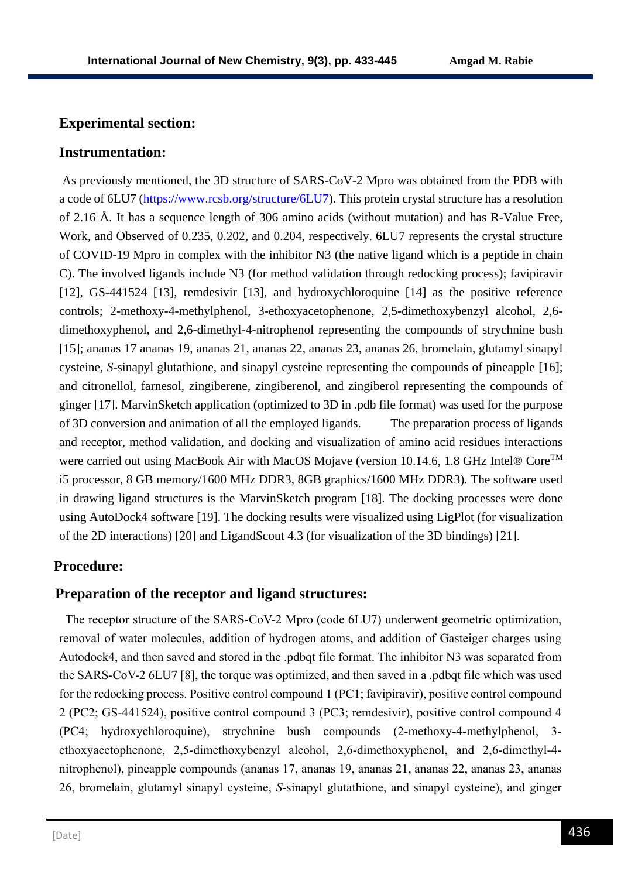## Experimental section:

### Instrumentation:

As previously mentioned, the 3D structure of SARS-CoV-2 Mpro was obtained from the PDB with a code of 6LU7 (https://www.rcsb.org/structure/6LU7). This protein crystal structure has a resolution of 2.16 Å. It has a sequence length of 306 amino acids (without mutation) and has R-Value Free, Work, and Observed of 0.235, 0.202, and 0.204, respectively. 6LU7 represents the crystal structure of COVID-19 Mpro in complex with the inhibitor N3 (the native ligand which is a peptide in chain C). The involved ligands include N3 (for method validation through redocking process); favipiravir [12], GS-441524 [13], remdesivir [13], and hydroxychloroquine [14] as the positive reference controls; 2-methoxy-4-methylphenol, 3-ethoxyacetophenone, 2,5-dimethoxybenzyl alcohol, 2,6-dimethoxyphenol, and 2,6-dimethyl-4-nitrophenol representing the compounds of strychnine bush [15]; ananas 17 ananas 19, ananas 21, ananas 22, ananas 23, ananas 26, bromelain, glutamyl sinapyl cysteine, *S*-sinapyl glutathione, and sinapyl cysteine representing the compounds of pineapple [16]; and citronellol, farnesol, zingiberene, zingiberenol, and zingiberol representing the compounds of ginger [17]. MarvinSketch application (optimized to 3D in .pdb file format) was used for the purpose of 3D conversion and animation of all the employed ligands. The preparation process of ligands and receptor, method validation, and docking and visualization of amino acid residues interactions were carried out using MacBook Air with MacOS Mojave (version 10.14.6, 1.8 GHz Intel® Core™ i5 processor, 8 GB memory/1600 MHz DDR3, 8GB graphics/1600 MHz DDR3). The software used in drawing ligand structures is the MarvinSketch program [18]. The docking processes were done using AutoDock4 software [19]. The docking results were visualized using LigPlot (for visualization of the 2D interactions) [20] and LigandScout 4.3 (for visualization of the 3D bindings) [21].

## Procedure:

### Preparation of the receptor and ligand structures:

The receptor structure of the SARS-CoV-2 Mpro (code 6LU7) underwent geometric optimization, removal of water molecules, addition of hydrogen atoms, and addition of Gasteiger charges using Autodock4, and then saved and stored in the .pdbqt file format. The inhibitor N3 was separated from the SARS-CoV-2 6LU7 [8], the torque was optimized, and then saved in a .pdbqt file which was used for the redocking process. Positive control compound 1 (PC1; favipiravir), positive control compound 2 (PC2; GS-441524), positive control compound 3 (PC3; remdesivir), positive control compound 4 (PC4; hydroxychloroquine), strychnine bush compounds (2-methoxy-4-methylphenol, 3-ethoxyacetophenone, 2,5-dimethoxybenzyl alcohol, 2,6-dimethoxyphenol, and 2,6-dimethyl-4-nitrophenol), pineapple compounds (ananas 17, ananas 19, ananas 21, ananas 22, ananas 23, ananas 26, bromelain, glutamyl sinapyl cysteine, *S*-sinapyl glutathione, and sinapyl cysteine), and ginger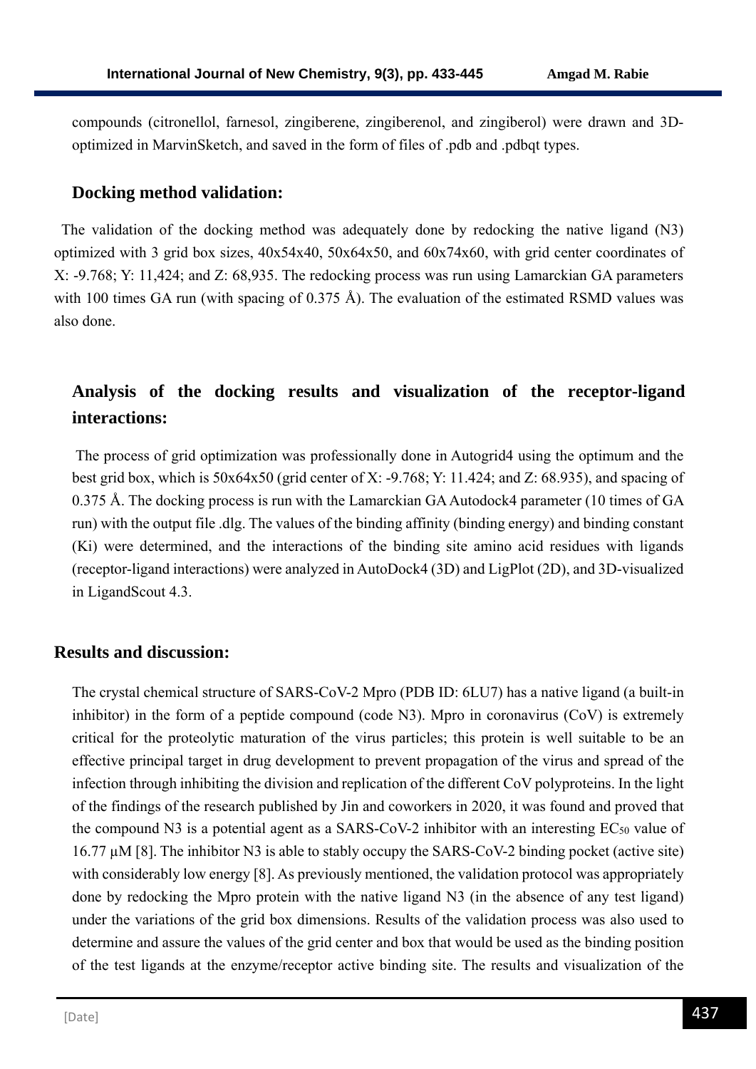compounds (citronellol, farnesol, zingiberene, zingiberenol, and zingiberol) were drawn and 3D-optimized in MarvinSketch, and saved in the form of files of .pdb and .pdbqt types.

## Docking method validation:

The validation of the docking method was adequately done by redocking the native ligand (N3) optimized with 3 grid box sizes, 40x54x40, 50x64x50, and 60x74x60, with grid center coordinates of X: -9.768; Y: 11,424; and Z: 68,935. The redocking process was run using Lamarckian GA parameters with 100 times GA run (with spacing of 0.375 Å). The evaluation of the estimated RSMD values was also done.

## Analysis of the docking results and visualization of the receptor-ligand interactions:

The process of grid optimization was professionally done in Autogrid4 using the optimum and the best grid box, which is 50x64x50 (grid center of X: -9.768; Y: 11.424; and Z: 68.935), and spacing of 0.375 Å. The docking process is run with the Lamarckian GA Autodock4 parameter (10 times of GA run) with the output file .dlg. The values of the binding affinity (binding energy) and binding constant (Ki) were determined, and the interactions of the binding site amino acid residues with ligands (receptor-ligand interactions) were analyzed in AutoDock4 (3D) and LigPlot (2D), and 3D-visualized in LigandScout 4.3.

## Results and discussion:

The crystal chemical structure of SARS-CoV-2 Mpro (PDB ID: 6LU7) has a native ligand (a built-in inhibitor) in the form of a peptide compound (code N3). Mpro in coronavirus (CoV) is extremely critical for the proteolytic maturation of the virus particles; this protein is well suitable to be an effective principal target in drug development to prevent propagation of the virus and spread of the infection through inhibiting the division and replication of the different CoV polyproteins. In the light of the findings of the research published by Jin and coworkers in 2020, it was found and proved that the compound N3 is a potential agent as a SARS-CoV-2 inhibitor with an interesting $EC_{50}$ value of 16.77 µM [8]. The inhibitor N3 is able to stably occupy the SARS-CoV-2 binding pocket (active site) with considerably low energy [8]. As previously mentioned, the validation protocol was appropriately done by redocking the Mpro protein with the native ligand N3 (in the absence of any test ligand) under the variations of the grid box dimensions. Results of the validation process was also used to determine and assure the values of the grid center and box that would be used as the binding position of the test ligands at the enzyme/receptor active binding site. The results and visualization of the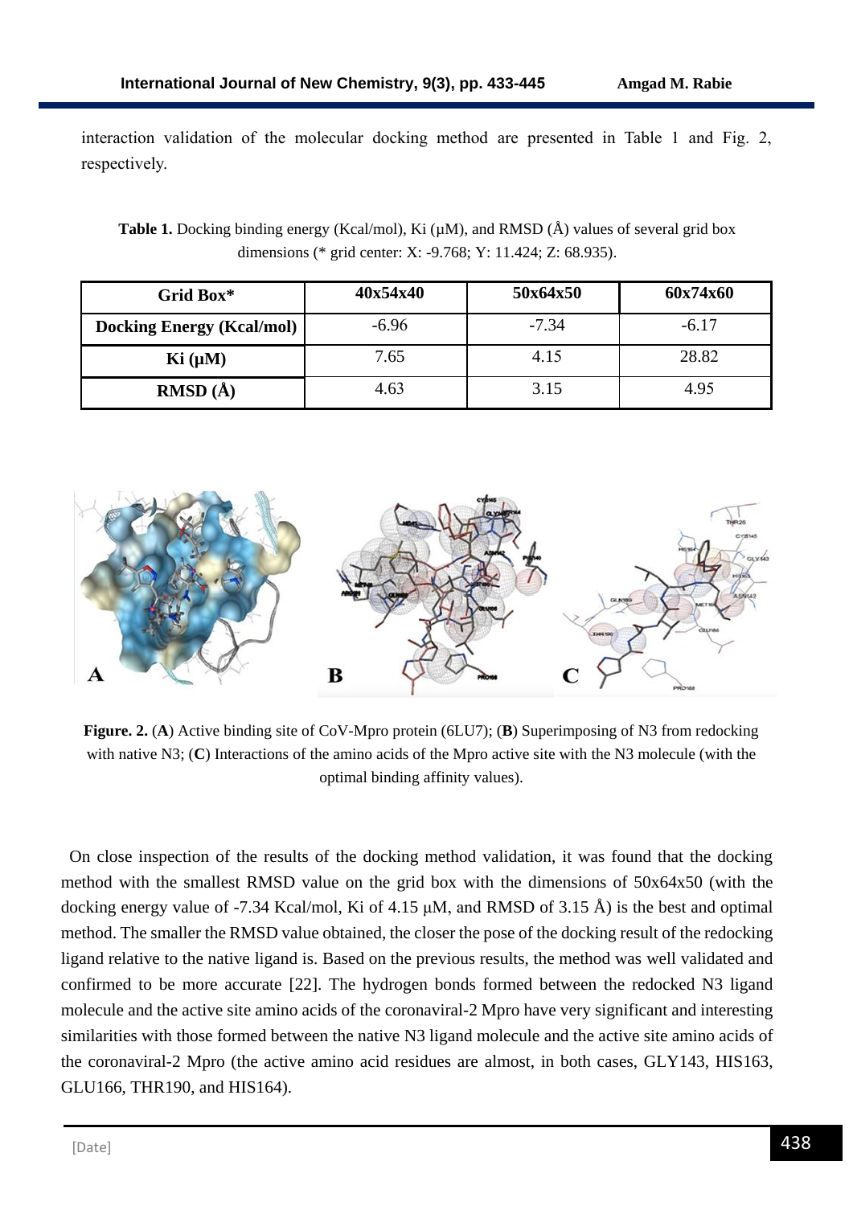interaction validation of the molecular docking method are presented in Table 1 and Fig. 2, respectively.

**Table 1.** Docking binding energy (Kcal/mol), Ki (μM), and RMSD (Å) values of several grid box dimensions (* grid center: X: -9.768; Y: 11.424; Z: 68.935).

| Grid Box* | 40x54x40 | 50x64x50 | 60x74x60 |
|---|---|---|---|
| **Docking Energy (Kcal/mol)** | -6.96 | -7.34 | -6.17 |
| **Ki (μM)** | 7.65 | 4.15 | 28.82 |
| **RMSD (Å)** | 4.63 | 3.15 | 4.95 |

**Figure. 2.** (**A**) Active binding site of CoV-Mpro protein (6LU7); (**B**) Superimposing of N3 from redocking with native N3; (**C**) Interactions of the amino acids of the Mpro active site with the N3 molecule (with the optimal binding affinity values).

On close inspection of the results of the docking method validation, it was found that the docking method with the smallest RMSD value on the grid box with the dimensions of 50x64x50 (with the docking energy value of -7.34 Kcal/mol, Ki of 4.15 μM, and RMSD of 3.15 Å) is the best and optimal method. The smaller the RMSD value obtained, the closer the pose of the docking result of the redocking ligand relative to the native ligand is. Based on the previous results, the method was well validated and confirmed to be more accurate [22]. The hydrogen bonds formed between the redocked N3 ligand molecule and the active site amino acids of the coronaviral-2 Mpro have very significant and interesting similarities with those formed between the native N3 ligand molecule and the active site amino acids of the coronaviral-2 Mpro (the active amino acid residues are almost, in both cases, GLY143, HIS163, GLU166, THR190, and HIS164).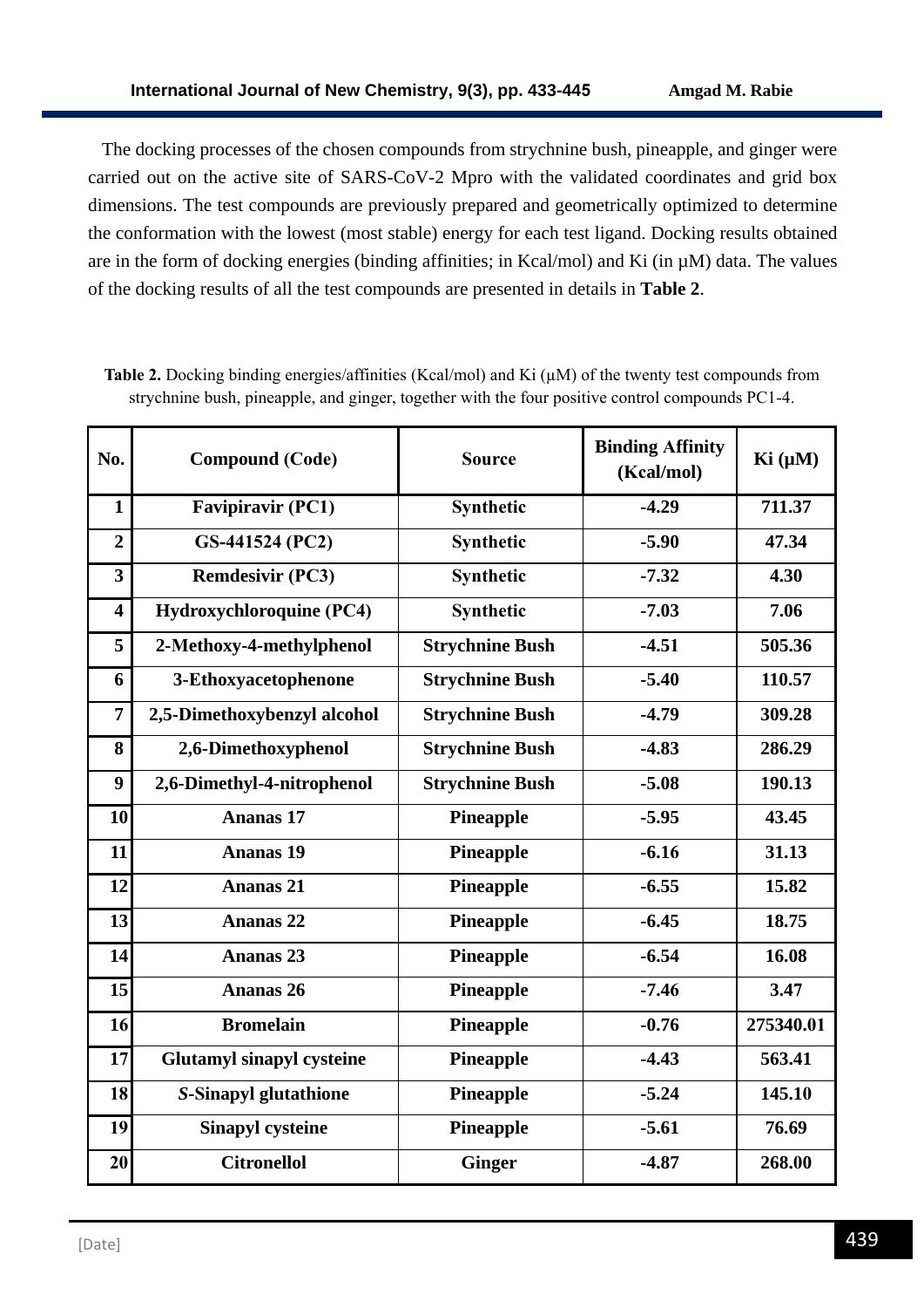The docking processes of the chosen compounds from strychnine bush, pineapple, and ginger were carried out on the active site of SARS-CoV-2 Mpro with the validated coordinates and grid box dimensions. The test compounds are previously prepared and geometrically optimized to determine the conformation with the lowest (most stable) energy for each test ligand. Docking results obtained are in the form of docking energies (binding affinities; in Kcal/mol) and Ki (in µM) data. The values of the docking results of all the test compounds are presented in details in **Table 2**.

**Table 2.** Docking binding energies/affinities (Kcal/mol) and Ki (µM) of the twenty test compounds from strychnine bush, pineapple, and ginger, together with the four positive control compounds PC1-4.

| No. | Compound (Code) | Source | Binding Affinity (Kcal/mol) | Ki (µM) |
|---|---|---|---|---|
| 1 | Favipiravir (PC1) | Synthetic | -4.29 | 711.37 |
| 2 | GS-441524 (PC2) | Synthetic | -5.90 | 47.34 |
| 3 | Remdesivir (PC3) | Synthetic | -7.32 | 4.30 |
| 4 | Hydroxychloroquine (PC4) | Synthetic | -7.03 | 7.06 |
| 5 | 2-Methoxy-4-methylphenol | Strychnine Bush | -4.51 | 505.36 |
| 6 | 3-Ethoxyacetophenone | Strychnine Bush | -5.40 | 110.57 |
| 7 | 2,5-Dimethoxybenzyl alcohol | Strychnine Bush | -4.79 | 309.28 |
| 8 | 2,6-Dimethoxyphenol | Strychnine Bush | -4.83 | 286.29 |
| 9 | 2,6-Dimethyl-4-nitrophenol | Strychnine Bush | -5.08 | 190.13 |
| 10 | Ananas 17 | Pineapple | -5.95 | 43.45 |
| 11 | Ananas 19 | Pineapple | -6.16 | 31.13 |
| 12 | Ananas 21 | Pineapple | -6.55 | 15.82 |
| 13 | Ananas 22 | Pineapple | -6.45 | 18.75 |
| 14 | Ananas 23 | Pineapple | -6.54 | 16.08 |
| 15 | Ananas 26 | Pineapple | -7.46 | 3.47 |
| 16 | Bromelain | Pineapple | -0.76 | 275340.01 |
| 17 | Glutamyl sinapyl cysteine | Pineapple | -4.43 | 563.41 |
| 18 | *S*-Sinapyl glutathione | Pineapple | -5.24 | 145.10 |
| 19 | Sinapyl cysteine | Pineapple | -5.61 | 76.69 |
| 20 | Citronellol | Ginger | -4.87 | 268.00 |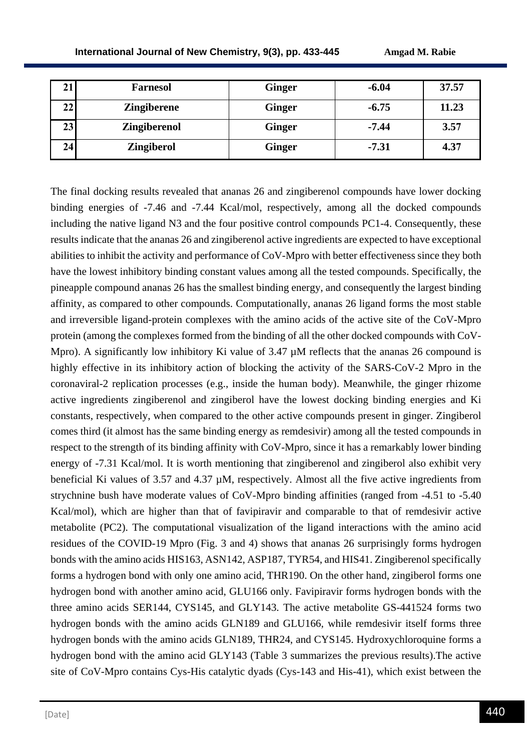| 21 | Farnesol | Ginger | -6.04 | 37.57 |
|---|---|---|---|---|
| 22 | Zingiberene | Ginger | -6.75 | 11.23 |
| 23 | Zingiberenol | Ginger | -7.44 | 3.57 |
| 24 | Zingiberol | Ginger | -7.31 | 4.37 |

The final docking results revealed that ananas 26 and zingiberenol compounds have lower docking binding energies of -7.46 and -7.44 Kcal/mol, respectively, among all the docked compounds including the native ligand N3 and the four positive control compounds PC1-4. Consequently, these results indicate that the ananas 26 and zingiberenol active ingredients are expected to have exceptional abilities to inhibit the activity and performance of CoV-Mpro with better effectiveness since they both have the lowest inhibitory binding constant values among all the tested compounds. Specifically, the pineapple compound ananas 26 has the smallest binding energy, and consequently the largest binding affinity, as compared to other compounds. Computationally, ananas 26 ligand forms the most stable and irreversible ligand-protein complexes with the amino acids of the active site of the CoV-Mpro protein (among the complexes formed from the binding of all the other docked compounds with CoV-Mpro). A significantly low inhibitory Ki value of 3.47 µM reflects that the ananas 26 compound is highly effective in its inhibitory action of blocking the activity of the SARS-CoV-2 Mpro in the coronaviral-2 replication processes (e.g., inside the human body). Meanwhile, the ginger rhizome active ingredients zingiberenol and zingiberol have the lowest docking binding energies and Ki constants, respectively, when compared to the other active compounds present in ginger. Zingiberol comes third (it almost has the same binding energy as remdesivir) among all the tested compounds in respect to the strength of its binding affinity with CoV-Mpro, since it has a remarkably lower binding energy of -7.31 Kcal/mol. It is worth mentioning that zingiberenol and zingiberol also exhibit very beneficial Ki values of 3.57 and 4.37 µM, respectively. Almost all the five active ingredients from strychnine bush have moderate values of CoV-Mpro binding affinities (ranged from -4.51 to -5.40 Kcal/mol), which are higher than that of favipiravir and comparable to that of remdesivir active metabolite (PC2). The computational visualization of the ligand interactions with the amino acid residues of the COVID-19 Mpro (Fig. 3 and 4) shows that ananas 26 surprisingly forms hydrogen bonds with the amino acids HIS163, ASN142, ASP187, TYR54, and HIS41. Zingiberenol specifically forms a hydrogen bond with only one amino acid, THR190. On the other hand, zingiberol forms one hydrogen bond with another amino acid, GLU166 only. Favipiravir forms hydrogen bonds with the three amino acids SER144, CYS145, and GLY143. The active metabolite GS-441524 forms two hydrogen bonds with the amino acids GLN189 and GLU166, while remdesivir itself forms three hydrogen bonds with the amino acids GLN189, THR24, and CYS145. Hydroxychloroquine forms a hydrogen bond with the amino acid GLY143 (Table 3 summarizes the previous results).The active site of CoV-Mpro contains Cys-His catalytic dyads (Cys-143 and His-41), which exist between the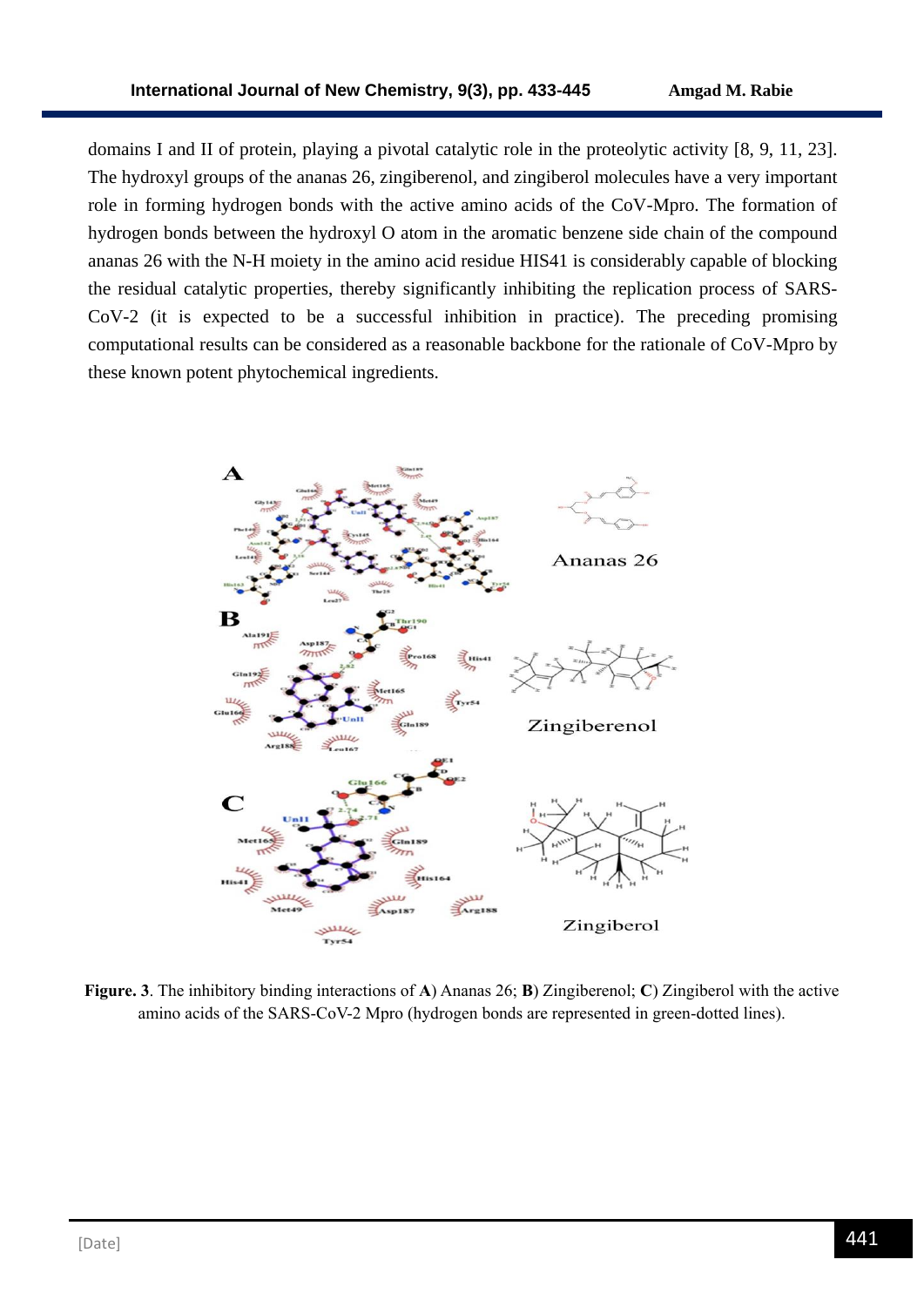domains I and II of protein, playing a pivotal catalytic role in the proteolytic activity [8, 9, 11, 23]. The hydroxyl groups of the ananas 26, zingiberenol, and zingiberol molecules have a very important role in forming hydrogen bonds with the active amino acids of the CoV-Mpro. The formation of hydrogen bonds between the hydroxyl O atom in the aromatic benzene side chain of the compound ananas 26 with the N-H moiety in the amino acid residue HIS41 is considerably capable of blocking the residual catalytic properties, thereby significantly inhibiting the replication process of SARS-CoV-2 (it is expected to be a successful inhibition in practice). The preceding promising computational results can be considered as a reasonable backbone for the rationale of CoV-Mpro by these known potent phytochemical ingredients.

**Figure. 3**. The inhibitory binding interactions of **A**) Ananas 26; **B**) Zingiberenol; **C**) Zingiberol with the active amino acids of the SARS-CoV-2 Mpro (hydrogen bonds are represented in green-dotted lines).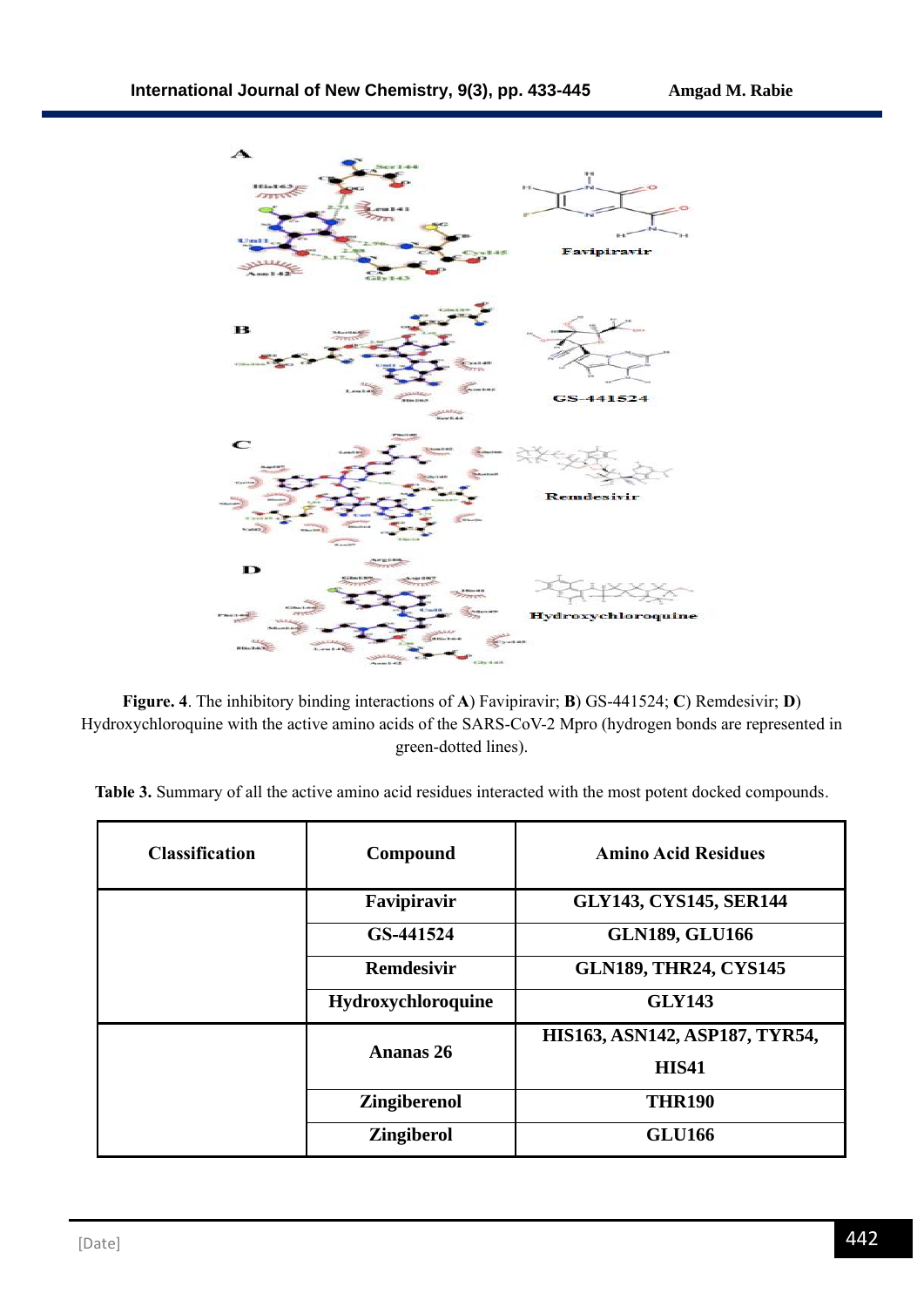**Figure. 4**. The inhibitory binding interactions of **A**) Favipiravir; **B**) GS-441524; **C**) Remdesivir; **D**) Hydroxychloroquine with the active amino acids of the SARS-CoV-2 Mpro (hydrogen bonds are represented in green-dotted lines).

**Table 3.** Summary of all the active amino acid residues interacted with the most potent docked compounds.

| Classification | Compound | Amino Acid Residues |
|---|---|---|
| | **Favipiravir** | **GLY143, CYS145, SER144** |
| | **GS-441524** | **GLN189, GLU166** |
| | **Remdesivir** | **GLN189, THR24, CYS145** |
| | **Hydroxychloroquine** | **GLY143** |
| | **Ananas 26** | **HIS163, ASN142, ASP187, TYR54, HIS41** |
| | **Zingiberenol** | **THR190** |
| | **Zingiberol** | **GLU166** |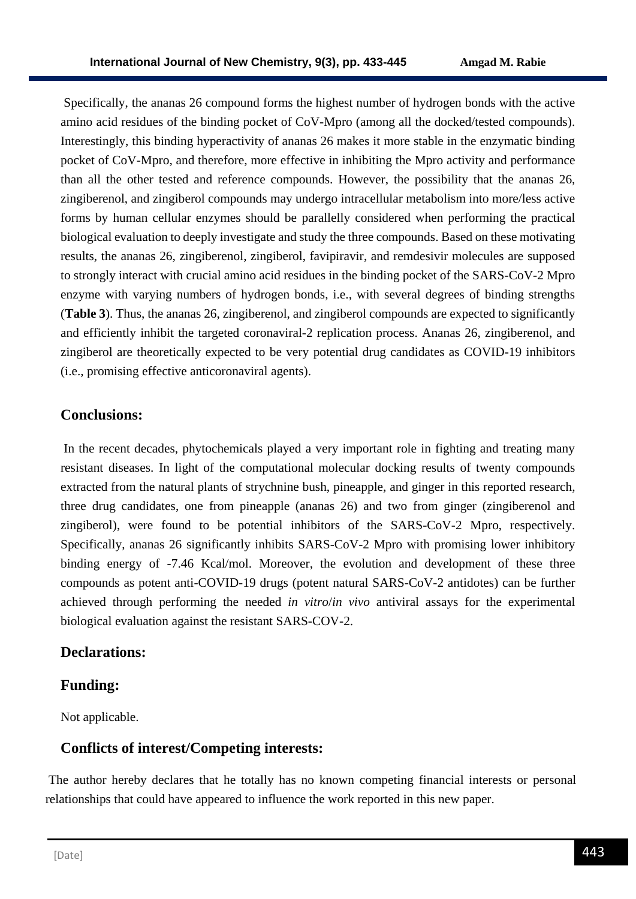Specifically, the ananas 26 compound forms the highest number of hydrogen bonds with the active amino acid residues of the binding pocket of CoV-Mpro (among all the docked/tested compounds). Interestingly, this binding hyperactivity of ananas 26 makes it more stable in the enzymatic binding pocket of CoV-Mpro, and therefore, more effective in inhibiting the Mpro activity and performance than all the other tested and reference compounds. However, the possibility that the ananas 26, zingiberenol, and zingiberol compounds may undergo intracellular metabolism into more/less active forms by human cellular enzymes should be parallelly considered when performing the practical biological evaluation to deeply investigate and study the three compounds. Based on these motivating results, the ananas 26, zingiberenol, zingiberol, favipiravir, and remdesivir molecules are supposed to strongly interact with crucial amino acid residues in the binding pocket of the SARS-CoV-2 Mpro enzyme with varying numbers of hydrogen bonds, i.e., with several degrees of binding strengths (**Table 3**). Thus, the ananas 26, zingiberenol, and zingiberol compounds are expected to significantly and efficiently inhibit the targeted coronaviral-2 replication process. Ananas 26, zingiberenol, and zingiberol are theoretically expected to be very potential drug candidates as COVID-19 inhibitors (i.e., promising effective anticoronaviral agents).

## Conclusions:

In the recent decades, phytochemicals played a very important role in fighting and treating many resistant diseases. In light of the computational molecular docking results of twenty compounds extracted from the natural plants of strychnine bush, pineapple, and ginger in this reported research, three drug candidates, one from pineapple (ananas 26) and two from ginger (zingiberenol and zingiberol), were found to be potential inhibitors of the SARS-CoV-2 Mpro, respectively. Specifically, ananas 26 significantly inhibits SARS-CoV-2 Mpro with promising lower inhibitory binding energy of -7.46 Kcal/mol. Moreover, the evolution and development of these three compounds as potent anti-COVID-19 drugs (potent natural SARS-CoV-2 antidotes) can be further achieved through performing the needed *in vitro*/*in vivo* antiviral assays for the experimental biological evaluation against the resistant SARS-COV-2.

## Declarations:

## Funding:

Not applicable.

## Conflicts of interest/Competing interests:

The author hereby declares that he totally has no known competing financial interests or personal relationships that could have appeared to influence the work reported in this new paper.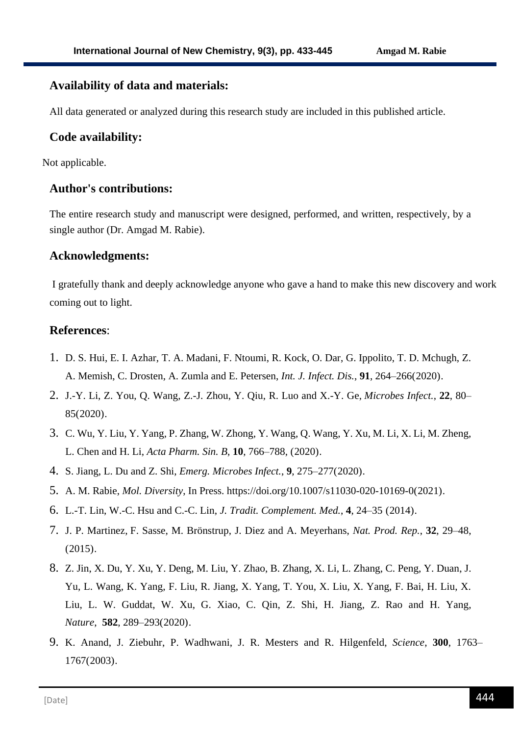## Availability of data and materials:

All data generated or analyzed during this research study are included in this published article.

## Code availability:

Not applicable.

## Author's contributions:

The entire research study and manuscript were designed, performed, and written, respectively, by a single author (Dr. Amgad M. Rabie).

## Acknowledgments:

I gratefully thank and deeply acknowledge anyone who gave a hand to make this new discovery and work coming out to light.

## References:

1. D. S. Hui, E. I. Azhar, T. A. Madani, F. Ntoumi, R. Kock, O. Dar, G. Ippolito, T. D. Mchugh, Z. A. Memish, C. Drosten, A. Zumla and E. Petersen, *Int. J. Infect. Dis.*, **91**, 264–266(2020).
2. J.-Y. Li, Z. You, Q. Wang, Z.-J. Zhou, Y. Qiu, R. Luo and X.-Y. Ge, *Microbes Infect.*, **22**, 80–85(2020).
3. C. Wu, Y. Liu, Y. Yang, P. Zhang, W. Zhong, Y. Wang, Q. Wang, Y. Xu, M. Li, X. Li, M. Zheng, L. Chen and H. Li, *Acta Pharm. Sin. B*, **10**, 766–788, (2020).
4. S. Jiang, L. Du and Z. Shi, *Emerg. Microbes Infect.*, **9**, 275–277(2020).
5. A. M. Rabie, *Mol. Diversity*, In Press. https://doi.org/10.1007/s11030-020-10169-0(2021).
6. L.-T. Lin, W.-C. Hsu and C.-C. Lin, *J. Tradit. Complement. Med.*, **4**, 24–35 (2014).
7. J. P. Martinez, F. Sasse, M. Brönstrup, J. Diez and A. Meyerhans, *Nat. Prod. Rep.*, **32**, 29–48, (2015).
8. Z. Jin, X. Du, Y. Xu, Y. Deng, M. Liu, Y. Zhao, B. Zhang, X. Li, L. Zhang, C. Peng, Y. Duan, J. Yu, L. Wang, K. Yang, F. Liu, R. Jiang, X. Yang, T. You, X. Liu, X. Yang, F. Bai, H. Liu, X. Liu, L. W. Guddat, W. Xu, G. Xiao, C. Qin, Z. Shi, H. Jiang, Z. Rao and H. Yang, *Nature*, **582**, 289–293(2020).
9. K. Anand, J. Ziebuhr, P. Wadhwani, J. R. Mesters and R. Hilgenfeld, *Science*, **300**, 1763–1767(2003).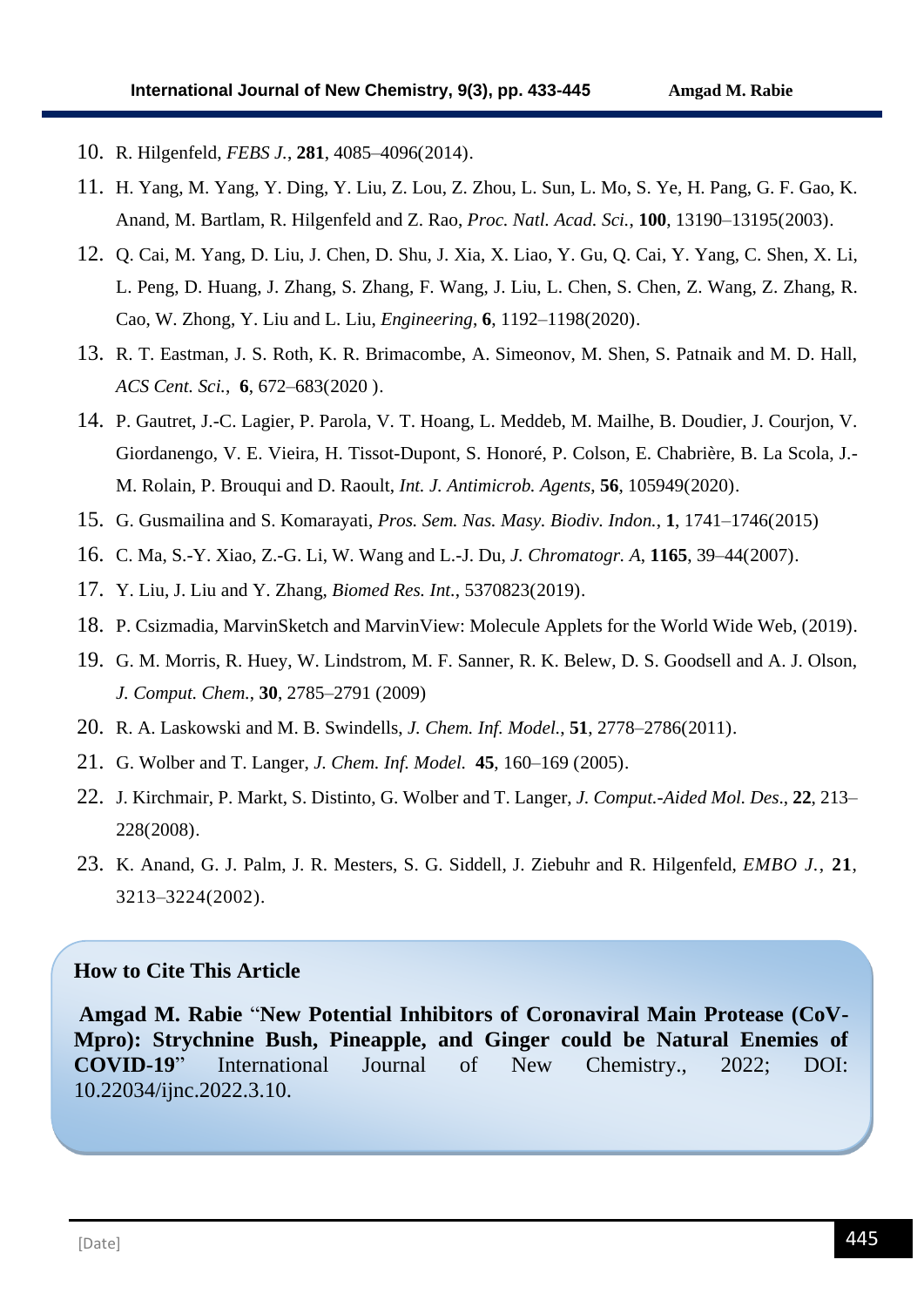10. R. Hilgenfeld, *FEBS J.*, **281**, 4085–4096(2014).
11. H. Yang, M. Yang, Y. Ding, Y. Liu, Z. Lou, Z. Zhou, L. Sun, L. Mo, S. Ye, H. Pang, G. F. Gao, K. Anand, M. Bartlam, R. Hilgenfeld and Z. Rao, *Proc. Natl. Acad. Sci.*, **100**, 13190–13195(2003).
12. Q. Cai, M. Yang, D. Liu, J. Chen, D. Shu, J. Xia, X. Liao, Y. Gu, Q. Cai, Y. Yang, C. Shen, X. Li, L. Peng, D. Huang, J. Zhang, S. Zhang, F. Wang, J. Liu, L. Chen, S. Chen, Z. Wang, Z. Zhang, R. Cao, W. Zhong, Y. Liu and L. Liu, *Engineering*, **6**, 1192–1198(2020).
13. R. T. Eastman, J. S. Roth, K. R. Brimacombe, A. Simeonov, M. Shen, S. Patnaik and M. D. Hall, *ACS Cent. Sci.*, **6**, 672–683(2020 ).
14. P. Gautret, J.-C. Lagier, P. Parola, V. T. Hoang, L. Meddeb, M. Mailhe, B. Doudier, J. Courjon, V. Giordanengo, V. E. Vieira, H. Tissot-Dupont, S. Honoré, P. Colson, E. Chabrière, B. La Scola, J.-M. Rolain, P. Brouqui and D. Raoult, *Int. J. Antimicrob. Agents*, **56**, 105949(2020).
15. G. Gusmailina and S. Komarayati, *Pros. Sem. Nas. Masy. Biodiv. Indon.*, **1**, 1741–1746(2015)
16. C. Ma, S.-Y. Xiao, Z.-G. Li, W. Wang and L.-J. Du, *J. Chromatogr. A*, **1165**, 39–44(2007).
17. Y. Liu, J. Liu and Y. Zhang, *Biomed Res. Int.*, 5370823(2019).
18. P. Csizmadia, MarvinSketch and MarvinView: Molecule Applets for the World Wide Web, (2019).
19. G. M. Morris, R. Huey, W. Lindstrom, M. F. Sanner, R. K. Belew, D. S. Goodsell and A. J. Olson, *J. Comput. Chem.*, **30**, 2785–2791 (2009)
20. R. A. Laskowski and M. B. Swindells, *J. Chem. Inf. Model.*, **51**, 2778–2786(2011).
21. G. Wolber and T. Langer, *J. Chem. Inf. Model.* **45**, 160–169 (2005).
22. J. Kirchmair, P. Markt, S. Distinto, G. Wolber and T. Langer, *J. Comput.-Aided Mol. Des.*, **22**, 213–228(2008).
23. K. Anand, G. J. Palm, J. R. Mesters, S. G. Siddell, J. Ziebuhr and R. Hilgenfeld, *EMBO J.*, **21**, 3213–3224(2002).

**How to Cite This Article**

**Amgad M. Rabie** "**New Potential Inhibitors of Coronaviral Main Protease (CoV-Mpro): Strychnine Bush, Pineapple, and Ginger could be Natural Enemies of COVID-19**" International Journal of New Chemistry., 2022; DOI: 10.22034/ijnc.2022.3.10.